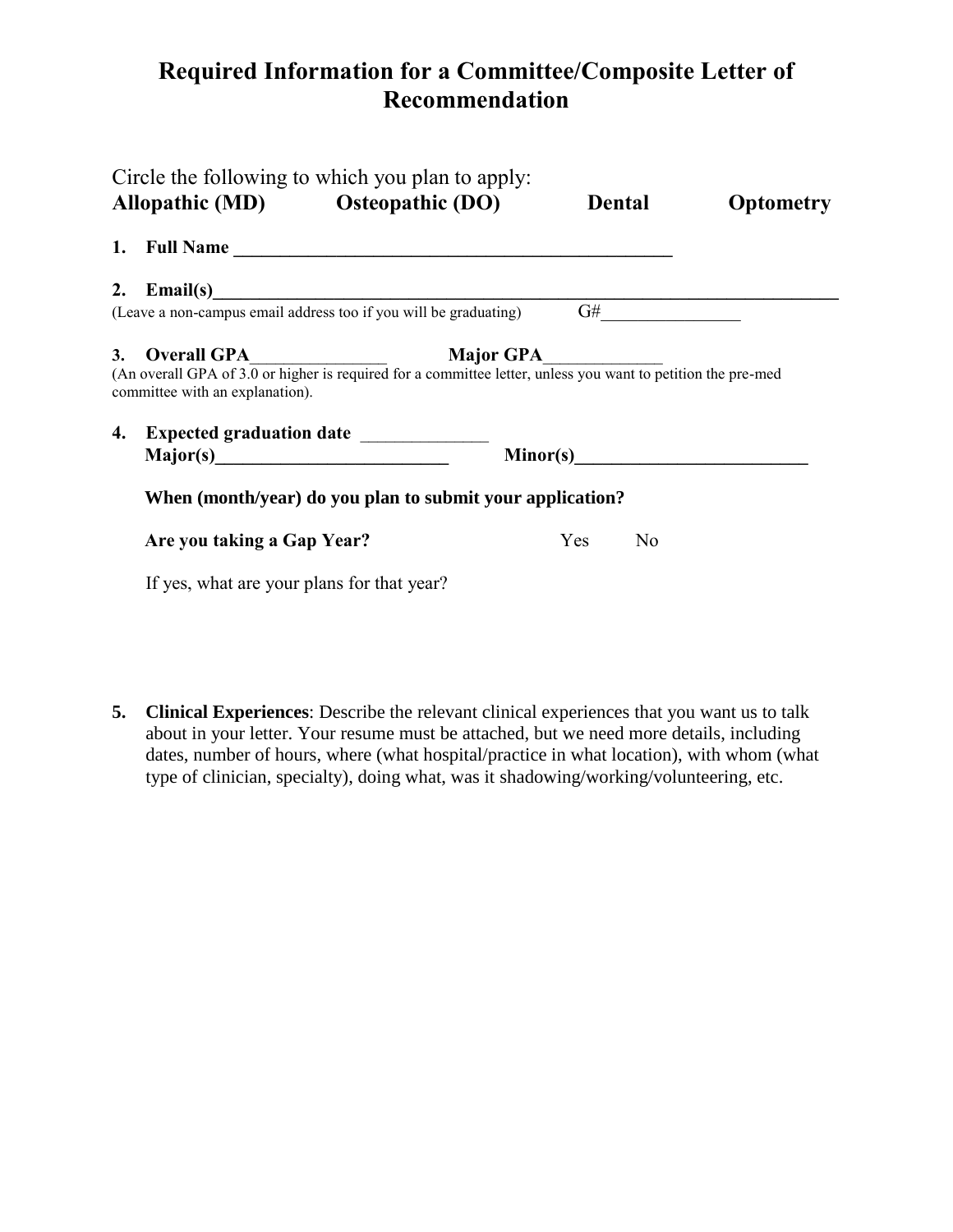# Required Information for a Committee/Composite Letter of Recommendation

Circle the following to which you plan to apply:

**Allopathic (MD)** **Osteopathic (DO)** **Dental** **Optometry**

1. **Full Name** ________________________________________________

2. **Email(s)**________________________________________________________________

   (Leave a non-campus email address too if you will be graduating) G#_______________

3. **Overall GPA**_______________ **Major GPA**_____________

   (An overall GPA of 3.0 or higher is required for a committee letter, unless you want to petition the pre-med committee with an explanation).

4. **Expected graduation date** ______________

   **Major(s)**__________________________ **Minor(s)**_________________________

   **When (month/year) do you plan to submit your application?**

   **Are you taking a Gap Year?** Yes No

   If yes, what are your plans for that year?

5. **Clinical Experiences**: Describe the relevant clinical experiences that you want us to talk about in your letter. Your resume must be attached, but we need more details, including dates, number of hours, where (what hospital/practice in what location), with whom (what type of clinician, specialty), doing what, was it shadowing/working/volunteering, etc.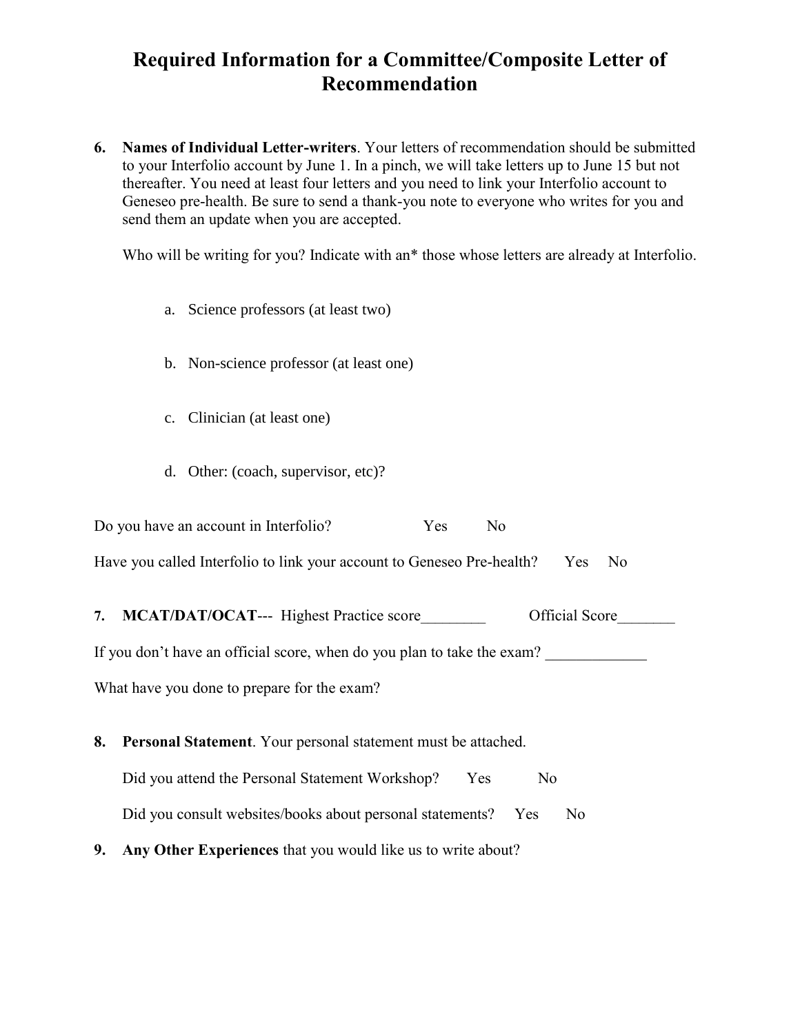# Required Information for a Committee/Composite Letter of Recommendation

6. **Names of Individual Letter-writers**. Your letters of recommendation should be submitted to your Interfolio account by June 1. In a pinch, we will take letters up to June 15 but not thereafter. You need at least four letters and you need to link your Interfolio account to Geneseo pre-health. Be sure to send a thank-you note to everyone who writes for you and send them an update when you are accepted.

   Who will be writing for you? Indicate with an* those whose letters are already at Interfolio.

   a. Science professors (at least two)

   b. Non-science professor (at least one)

   c. Clinician (at least one)

   d. Other: (coach, supervisor, etc)?

Do you have an account in Interfolio? Yes No

Have you called Interfolio to link your account to Geneseo Pre-health? Yes No

7. **MCAT/DAT/OCAT**--- Highest Practice score________ Official Score_______

If you don't have an official score, when do you plan to take the exam? _____________

What have you done to prepare for the exam?

8. **Personal Statement**. Your personal statement must be attached.

   Did you attend the Personal Statement Workshop? Yes No

   Did you consult websites/books about personal statements? Yes No

9. **Any Other Experiences** that you would like us to write about?